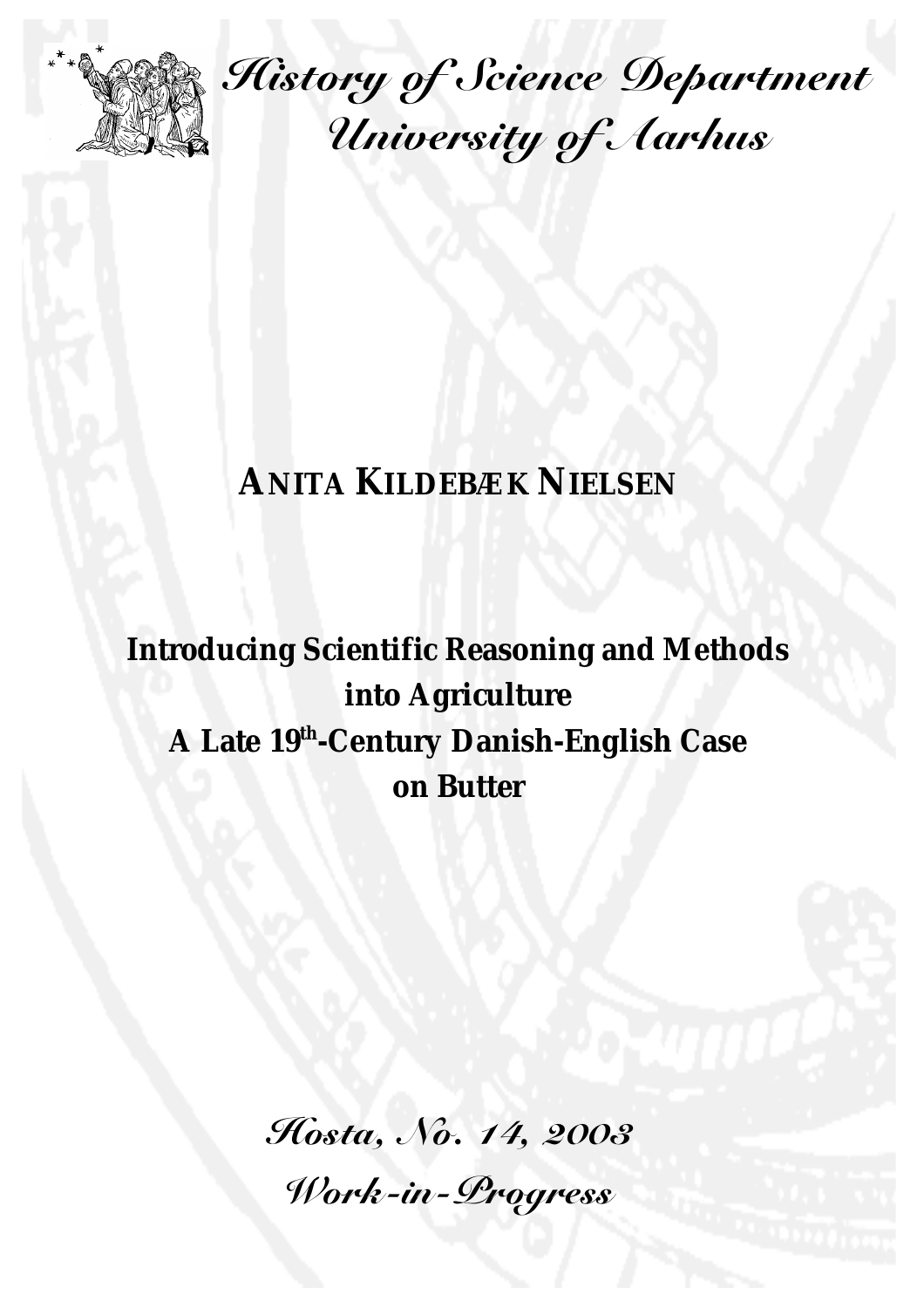*History of Science Department*

*University of Aarhus*

**ANITA KILDEBÆK NIELSEN**

# Introducing Scientific Reasoning and Methods into Agriculture

## A Late 19th-Century Danish-English Case on Butter

*Hosta, No. 14, 2003*

*Work-in-Progress*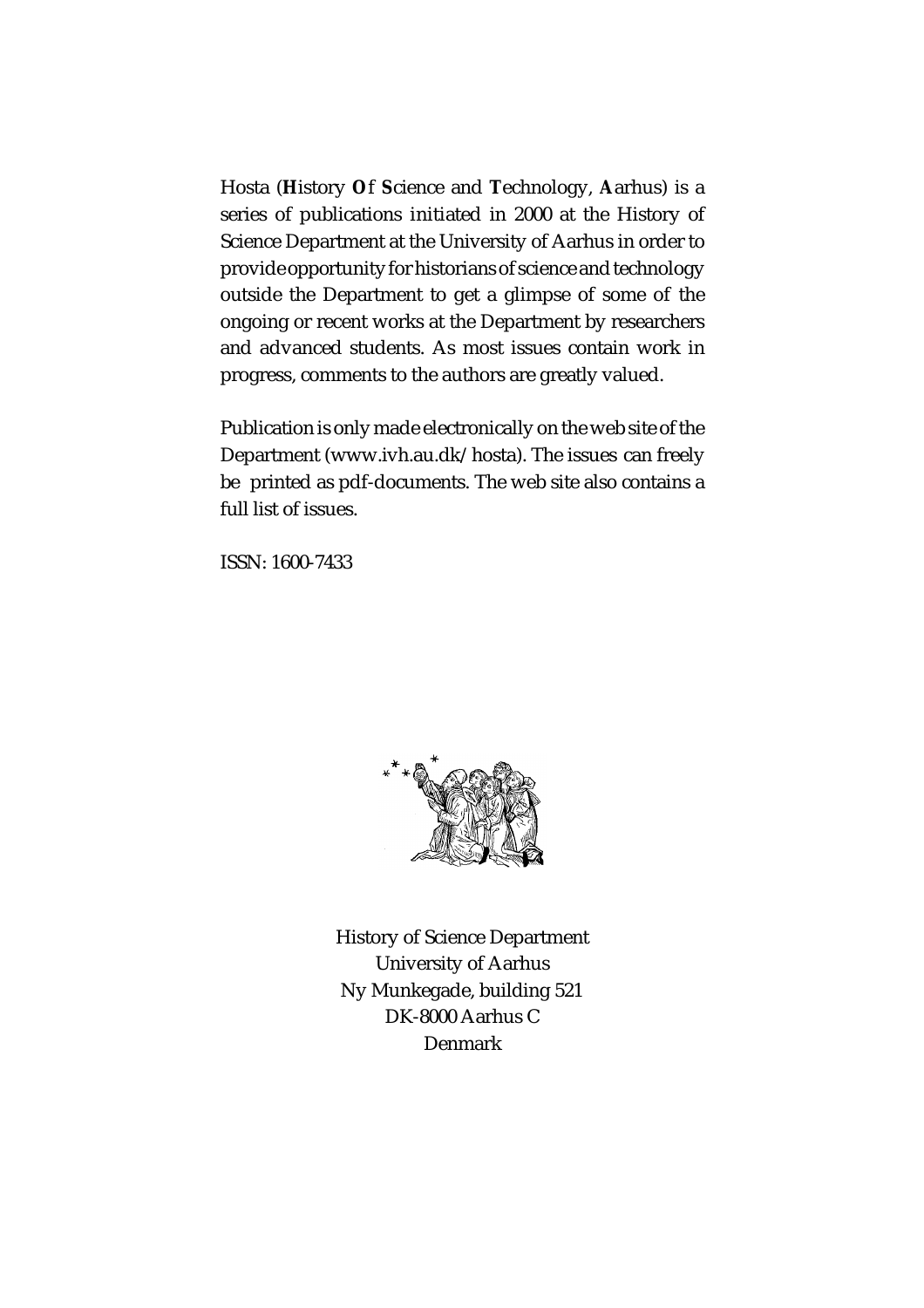Hosta (**H**istory **O**f **S**cience and **T**echnology, **A**arhus) is a series of publications initiated in 2000 at the History of Science Department at the University of Aarhus in order to provide opportunity for historians of science and technology outside the Department to get a glimpse of some of the ongoing or recent works at the Department by researchers and advanced students. As most issues contain work in progress, comments to the authors are greatly valued.

Publication is only made electronically on the web site of the Department (www.ivh.au.dk/hosta). The issues can freely be printed as pdf-documents. The web site also contains a full list of issues.

ISSN: 1600-7433

History of Science Department
University of Aarhus
Ny Munkegade, building 521
DK-8000 Aarhus C
Denmark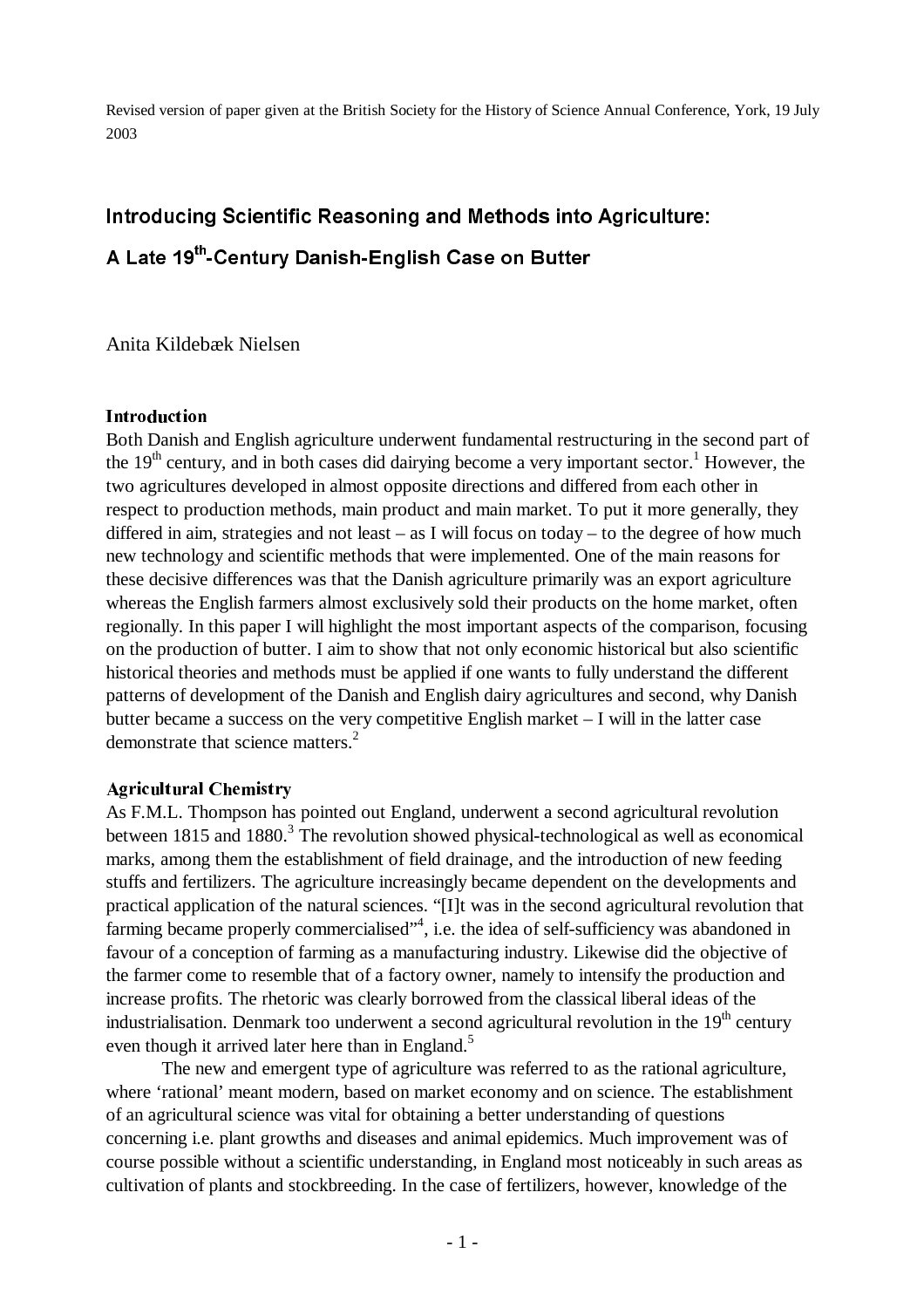Revised version of paper given at the British Society for the History of Science Annual Conference, York, 19 July 2003

# Introducing Scientific Reasoning and Methods into Agriculture:

# A Late 19th-Century Danish-English Case on Butter

Anita Kildebæk Nielsen

## Introduction

Both Danish and English agriculture underwent fundamental restructuring in the second part of the 19th century, and in both cases did dairying become a very important sector.[1] However, the two agricultures developed in almost opposite directions and differed from each other in respect to production methods, main product and main market. To put it more generally, they differed in aim, strategies and not least – as I will focus on today – to the degree of how much new technology and scientific methods that were implemented. One of the main reasons for these decisive differences was that the Danish agriculture primarily was an export agriculture whereas the English farmers almost exclusively sold their products on the home market, often regionally. In this paper I will highlight the most important aspects of the comparison, focusing on the production of butter. I aim to show that not only economic historical but also scientific historical theories and methods must be applied if one wants to fully understand the different patterns of development of the Danish and English dairy agricultures and second, why Danish butter became a success on the very competitive English market – I will in the latter case demonstrate that science matters.[2]

## Agricultural Chemistry

As F.M.L. Thompson has pointed out England, underwent a second agricultural revolution between 1815 and 1880.[3] The revolution showed physical-technological as well as economical marks, among them the establishment of field drainage, and the introduction of new feeding stuffs and fertilizers. The agriculture increasingly became dependent on the developments and practical application of the natural sciences. "[I]t was in the second agricultural revolution that farming became properly commercialised"[4], i.e. the idea of self-sufficiency was abandoned in favour of a conception of farming as a manufacturing industry. Likewise did the objective of the farmer come to resemble that of a factory owner, namely to intensify the production and increase profits. The rhetoric was clearly borrowed from the classical liberal ideas of the industrialisation. Denmark too underwent a second agricultural revolution in the 19th century even though it arrived later here than in England.[5]

The new and emergent type of agriculture was referred to as the rational agriculture, where 'rational' meant modern, based on market economy and on science. The establishment of an agricultural science was vital for obtaining a better understanding of questions concerning i.e. plant growths and diseases and animal epidemics. Much improvement was of course possible without a scientific understanding, in England most noticeably in such areas as cultivation of plants and stockbreeding. In the case of fertilizers, however, knowledge of the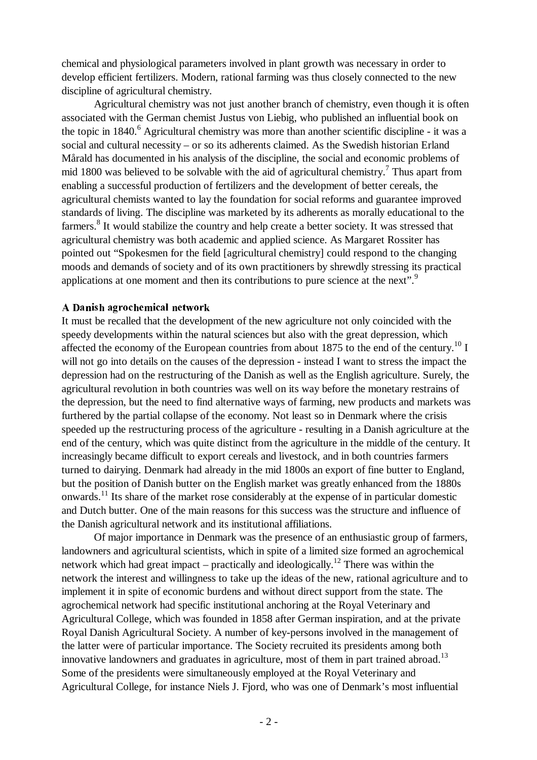chemical and physiological parameters involved in plant growth was necessary in order to develop efficient fertilizers. Modern, rational farming was thus closely connected to the new discipline of agricultural chemistry.

Agricultural chemistry was not just another branch of chemistry, even though it is often associated with the German chemist Justus von Liebig, who published an influential book on the topic in 1840.[6] Agricultural chemistry was more than another scientific discipline - it was a social and cultural necessity – or so its adherents claimed. As the Swedish historian Erland Mårald has documented in his analysis of the discipline, the social and economic problems of mid 1800 was believed to be solvable with the aid of agricultural chemistry.[7] Thus apart from enabling a successful production of fertilizers and the development of better cereals, the agricultural chemists wanted to lay the foundation for social reforms and guarantee improved standards of living. The discipline was marketed by its adherents as morally educational to the farmers.[8] It would stabilize the country and help create a better society. It was stressed that agricultural chemistry was both academic and applied science. As Margaret Rossiter has pointed out "Spokesmen for the field [agricultural chemistry] could respond to the changing moods and demands of society and of its own practitioners by shrewdly stressing its practical applications at one moment and then its contributions to pure science at the next".[9]

### A Danish agrochemical network

It must be recalled that the development of the new agriculture not only coincided with the speedy developments within the natural sciences but also with the great depression, which affected the economy of the European countries from about 1875 to the end of the century.[10] I will not go into details on the causes of the depression - instead I want to stress the impact the depression had on the restructuring of the Danish as well as the English agriculture. Surely, the agricultural revolution in both countries was well on its way before the monetary restrains of the depression, but the need to find alternative ways of farming, new products and markets was furthered by the partial collapse of the economy. Not least so in Denmark where the crisis speeded up the restructuring process of the agriculture - resulting in a Danish agriculture at the end of the century, which was quite distinct from the agriculture in the middle of the century. It increasingly became difficult to export cereals and livestock, and in both countries farmers turned to dairying. Denmark had already in the mid 1800s an export of fine butter to England, but the position of Danish butter on the English market was greatly enhanced from the 1880s onwards.[11] Its share of the market rose considerably at the expense of in particular domestic and Dutch butter. One of the main reasons for this success was the structure and influence of the Danish agricultural network and its institutional affiliations.

Of major importance in Denmark was the presence of an enthusiastic group of farmers, landowners and agricultural scientists, which in spite of a limited size formed an agrochemical network which had great impact – practically and ideologically.[12] There was within the network the interest and willingness to take up the ideas of the new, rational agriculture and to implement it in spite of economic burdens and without direct support from the state. The agrochemical network had specific institutional anchoring at the Royal Veterinary and Agricultural College, which was founded in 1858 after German inspiration, and at the private Royal Danish Agricultural Society. A number of key-persons involved in the management of the latter were of particular importance. The Society recruited its presidents among both innovative landowners and graduates in agriculture, most of them in part trained abroad.[13] Some of the presidents were simultaneously employed at the Royal Veterinary and Agricultural College, for instance Niels J. Fjord, who was one of Denmark's most influential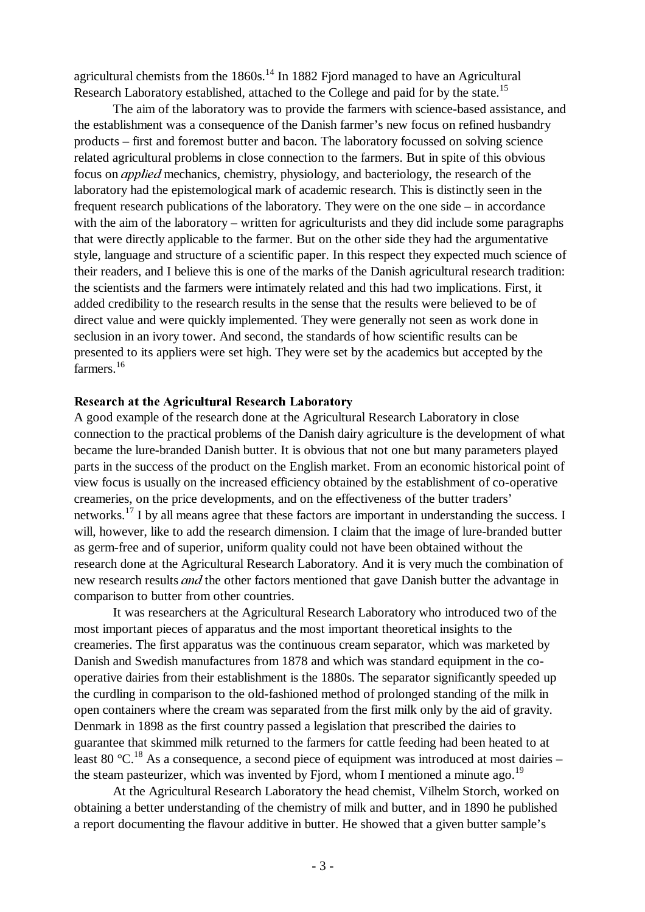agricultural chemists from the 1860s.[14] In 1882 Fjord managed to have an Agricultural Research Laboratory established, attached to the College and paid for by the state.[15]

The aim of the laboratory was to provide the farmers with science-based assistance, and the establishment was a consequence of the Danish farmer's new focus on refined husbandry products – first and foremost butter and bacon. The laboratory focussed on solving science related agricultural problems in close connection to the farmers. But in spite of this obvious focus on *applied* mechanics, chemistry, physiology, and bacteriology, the research of the laboratory had the epistemological mark of academic research. This is distinctly seen in the frequent research publications of the laboratory. They were on the one side – in accordance with the aim of the laboratory – written for agriculturists and they did include some paragraphs that were directly applicable to the farmer. But on the other side they had the argumentative style, language and structure of a scientific paper. In this respect they expected much science of their readers, and I believe this is one of the marks of the Danish agricultural research tradition: the scientists and the farmers were intimately related and this had two implications. First, it added credibility to the research results in the sense that the results were believed to be of direct value and were quickly implemented. They were generally not seen as work done in seclusion in an ivory tower. And second, the standards of how scientific results can be presented to its appliers were set high. They were set by the academics but accepted by the farmers.[16]

**Research at the Agricultural Research Laboratory**

A good example of the research done at the Agricultural Research Laboratory in close connection to the practical problems of the Danish dairy agriculture is the development of what became the lure-branded Danish butter. It is obvious that not one but many parameters played parts in the success of the product on the English market. From an economic historical point of view focus is usually on the increased efficiency obtained by the establishment of co-operative creameries, on the price developments, and on the effectiveness of the butter traders' networks.[17] I by all means agree that these factors are important in understanding the success. I will, however, like to add the research dimension. I claim that the image of lure-branded butter as germ-free and of superior, uniform quality could not have been obtained without the research done at the Agricultural Research Laboratory. And it is very much the combination of new research results *and* the other factors mentioned that gave Danish butter the advantage in comparison to butter from other countries.

It was researchers at the Agricultural Research Laboratory who introduced two of the most important pieces of apparatus and the most important theoretical insights to the creameries. The first apparatus was the continuous cream separator, which was marketed by Danish and Swedish manufactures from 1878 and which was standard equipment in the co-operative dairies from their establishment is the 1880s. The separator significantly speeded up the curdling in comparison to the old-fashioned method of prolonged standing of the milk in open containers where the cream was separated from the first milk only by the aid of gravity. Denmark in 1898 as the first country passed a legislation that prescribed the dairies to guarantee that skimmed milk returned to the farmers for cattle feeding had been heated to at least 80 °C.[18] As a consequence, a second piece of equipment was introduced at most dairies – the steam pasteurizer, which was invented by Fjord, whom I mentioned a minute ago.[19]

At the Agricultural Research Laboratory the head chemist, Vilhelm Storch, worked on obtaining a better understanding of the chemistry of milk and butter, and in 1890 he published a report documenting the flavour additive in butter. He showed that a given butter sample's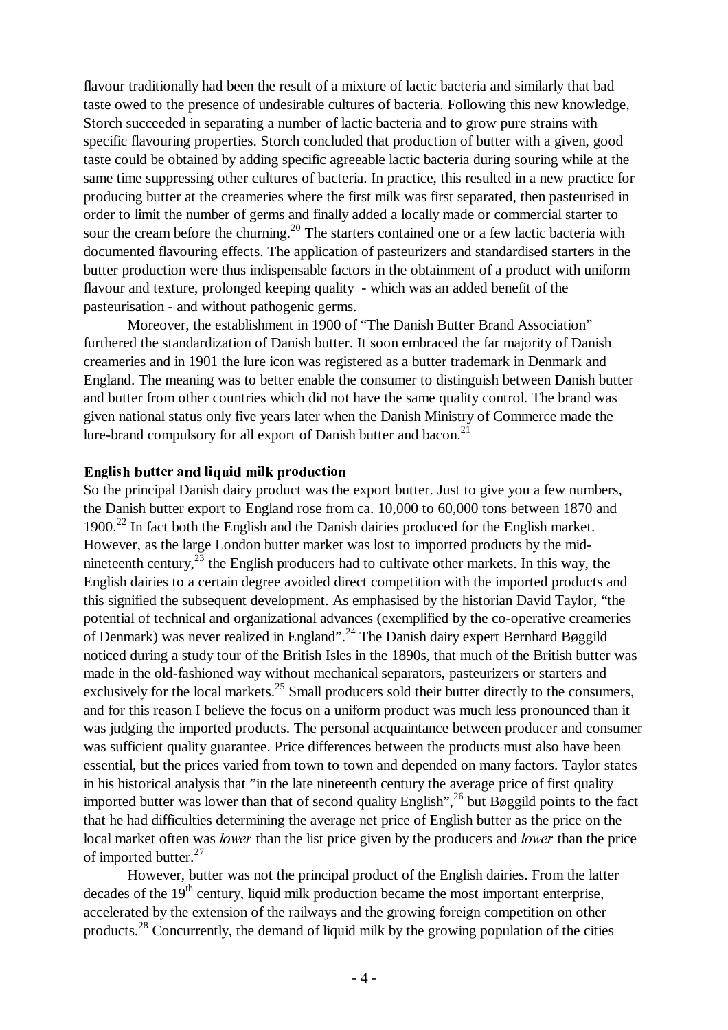flavour traditionally had been the result of a mixture of lactic bacteria and similarly that bad taste owed to the presence of undesirable cultures of bacteria. Following this new knowledge, Storch succeeded in separating a number of lactic bacteria and to grow pure strains with specific flavouring properties. Storch concluded that production of butter with a given, good taste could be obtained by adding specific agreeable lactic bacteria during souring while at the same time suppressing other cultures of bacteria. In practice, this resulted in a new practice for producing butter at the creameries where the first milk was first separated, then pasteurised in order to limit the number of germs and finally added a locally made or commercial starter to sour the cream before the churning.[20] The starters contained one or a few lactic bacteria with documented flavouring effects. The application of pasteurizers and standardised starters in the butter production were thus indispensable factors in the obtainment of a product with uniform flavour and texture, prolonged keeping quality - which was an added benefit of the pasteurisation - and without pathogenic germs.

Moreover, the establishment in 1900 of "The Danish Butter Brand Association" furthered the standardization of Danish butter. It soon embraced the far majority of Danish creameries and in 1901 the lure icon was registered as a butter trademark in Denmark and England. The meaning was to better enable the consumer to distinguish between Danish butter and butter from other countries which did not have the same quality control. The brand was given national status only five years later when the Danish Ministry of Commerce made the lure-brand compulsory for all export of Danish butter and bacon.[21]

### English butter and liquid milk production

So the principal Danish dairy product was the export butter. Just to give you a few numbers, the Danish butter export to England rose from ca. 10,000 to 60,000 tons between 1870 and 1900.[22] In fact both the English and the Danish dairies produced for the English market. However, as the large London butter market was lost to imported products by the mid-nineteenth century,[23] the English producers had to cultivate other markets. In this way, the English dairies to a certain degree avoided direct competition with the imported products and this signified the subsequent development. As emphasised by the historian David Taylor, "the potential of technical and organizational advances (exemplified by the co-operative creameries of Denmark) was never realized in England".[24] The Danish dairy expert Bernhard Bøggild noticed during a study tour of the British Isles in the 1890s, that much of the British butter was made in the old-fashioned way without mechanical separators, pasteurizers or starters and exclusively for the local markets.[25] Small producers sold their butter directly to the consumers, and for this reason I believe the focus on a uniform product was much less pronounced than it was judging the imported products. The personal acquaintance between producer and consumer was sufficient quality guarantee. Price differences between the products must also have been essential, but the prices varied from town to town and depended on many factors. Taylor states in his historical analysis that "in the late nineteenth century the average price of first quality imported butter was lower than that of second quality English",[26] but Bøggild points to the fact that he had difficulties determining the average net price of English butter as the price on the local market often was *lower* than the list price given by the producers and *lower* than the price of imported butter.[27]

However, butter was not the principal product of the English dairies. From the latter decades of the 19th century, liquid milk production became the most important enterprise, accelerated by the extension of the railways and the growing foreign competition on other products.[28] Concurrently, the demand of liquid milk by the growing population of the cities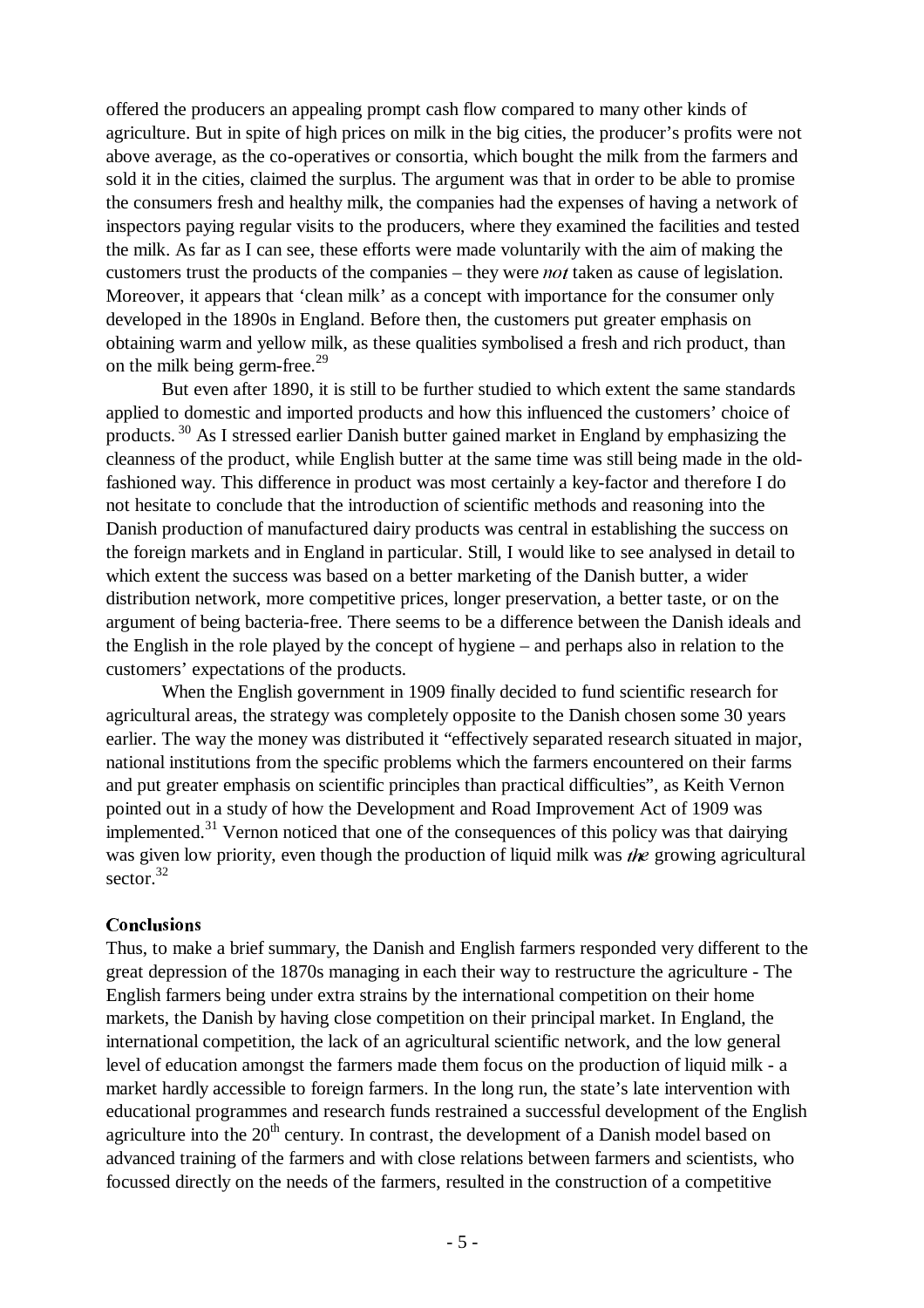offered the producers an appealing prompt cash flow compared to many other kinds of agriculture. But in spite of high prices on milk in the big cities, the producer's profits were not above average, as the co-operatives or consortia, which bought the milk from the farmers and sold it in the cities, claimed the surplus. The argument was that in order to be able to promise the consumers fresh and healthy milk, the companies had the expenses of having a network of inspectors paying regular visits to the producers, where they examined the facilities and tested the milk. As far as I can see, these efforts were made voluntarily with the aim of making the customers trust the products of the companies – they were *not* taken as cause of legislation. Moreover, it appears that 'clean milk' as a concept with importance for the consumer only developed in the 1890s in England. Before then, the customers put greater emphasis on obtaining warm and yellow milk, as these qualities symbolised a fresh and rich product, than on the milk being germ-free.[29]

But even after 1890, it is still to be further studied to which extent the same standards applied to domestic and imported products and how this influenced the customers' choice of products.[30] As I stressed earlier Danish butter gained market in England by emphasizing the cleanness of the product, while English butter at the same time was still being made in the old-fashioned way. This difference in product was most certainly a key-factor and therefore I do not hesitate to conclude that the introduction of scientific methods and reasoning into the Danish production of manufactured dairy products was central in establishing the success on the foreign markets and in England in particular. Still, I would like to see analysed in detail to which extent the success was based on a better marketing of the Danish butter, a wider distribution network, more competitive prices, longer preservation, a better taste, or on the argument of being bacteria-free. There seems to be a difference between the Danish ideals and the English in the role played by the concept of hygiene – and perhaps also in relation to the customers' expectations of the products.

When the English government in 1909 finally decided to fund scientific research for agricultural areas, the strategy was completely opposite to the Danish chosen some 30 years earlier. The way the money was distributed it "effectively separated research situated in major, national institutions from the specific problems which the farmers encountered on their farms and put greater emphasis on scientific principles than practical difficulties", as Keith Vernon pointed out in a study of how the Development and Road Improvement Act of 1909 was implemented.[31] Vernon noticed that one of the consequences of this policy was that dairying was given low priority, even though the production of liquid milk was *the* growing agricultural sector.[32]

## Conclusions

Thus, to make a brief summary, the Danish and English farmers responded very different to the great depression of the 1870s managing in each their way to restructure the agriculture - The English farmers being under extra strains by the international competition on their home markets, the Danish by having close competition on their principal market. In England, the international competition, the lack of an agricultural scientific network, and the low general level of education amongst the farmers made them focus on the production of liquid milk - a market hardly accessible to foreign farmers. In the long run, the state's late intervention with educational programmes and research funds restrained a successful development of the English agriculture into the 20th century. In contrast, the development of a Danish model based on advanced training of the farmers and with close relations between farmers and scientists, who focussed directly on the needs of the farmers, resulted in the construction of a competitive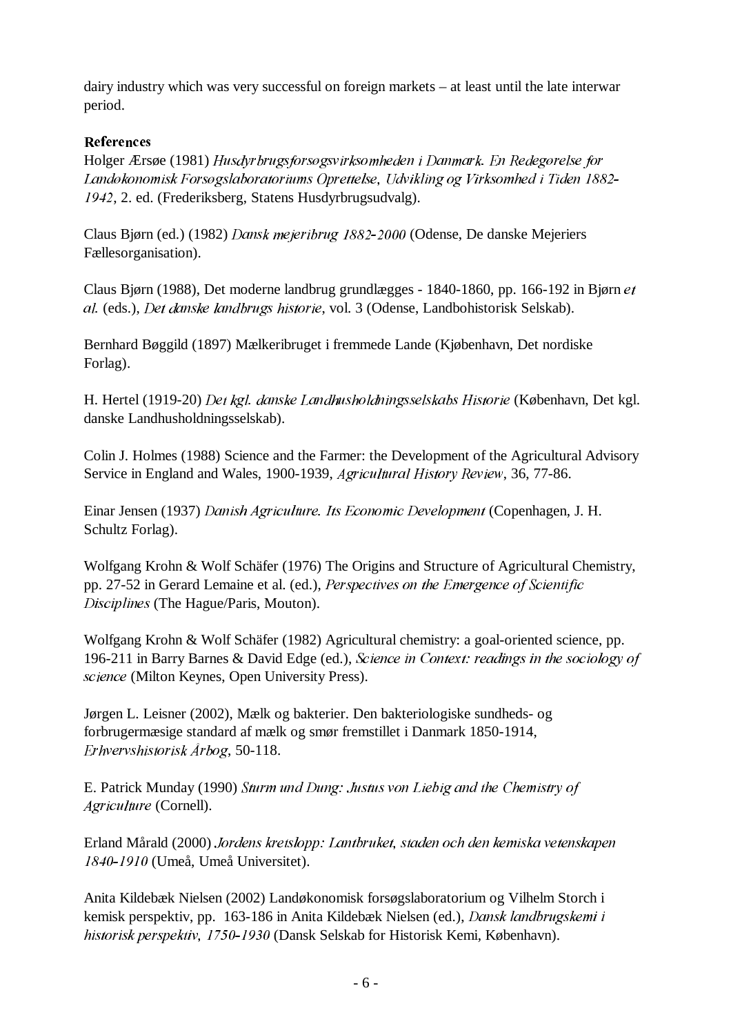dairy industry which was very successful on foreign markets – at least until the late interwar period.

**References**

Holger Ærsøe (1981) *Husdyrbrugsforsøgsvirksomheden i Danmark. En Redegørelse for Landøkonomisk Forsøgslaboratoriums Oprettelse, Udvikling og Virksomhed i Tiden 1882-1942*, 2. ed. (Frederiksberg, Statens Husdyrbrugsudvalg).

Claus Bjørn (ed.) (1982) *Dansk mejeribrug 1882-2000* (Odense, De danske Mejeriers Fællesorganisation).

Claus Bjørn (1988), Det moderne landbrug grundlægges - 1840-1860, pp. 166-192 in Bjørn *et al.* (eds.), *Det danske landbrugs historie*, vol. 3 (Odense, Landbohistorisk Selskab).

Bernhard Bøggild (1897) Mælkeribruget i fremmede Lande (Kjøbenhavn, Det nordiske Forlag).

H. Hertel (1919-20) *Det kgl. danske Landhusholdningsselskabs Historie* (København, Det kgl. danske Landhusholdningsselskab).

Colin J. Holmes (1988) Science and the Farmer: the Development of the Agricultural Advisory Service in England and Wales, 1900-1939, *Agricultural History Review*, 36, 77-86.

Einar Jensen (1937) *Danish Agriculture. Its Economic Development* (Copenhagen, J. H. Schultz Forlag).

Wolfgang Krohn & Wolf Schäfer (1976) The Origins and Structure of Agricultural Chemistry, pp. 27-52 in Gerard Lemaine et al. (ed.), *Perspectives on the Emergence of Scientific Disciplines* (The Hague/Paris, Mouton).

Wolfgang Krohn & Wolf Schäfer (1982) Agricultural chemistry: a goal-oriented science, pp. 196-211 in Barry Barnes & David Edge (ed.), *Science in Context: readings in the sociology of science* (Milton Keynes, Open University Press).

Jørgen L. Leisner (2002), Mælk og bakterier. Den bakteriologiske sundheds- og forbrugermæsige standard af mælk og smør fremstillet i Danmark 1850-1914, *Erhvervshistorisk Årbog*, 50-118.

E. Patrick Munday (1990) *Sturm und Dung: Justus von Liebig and the Chemistry of Agriculture* (Cornell).

Erland Mårald (2000) *Jordens kretslopp: Lantbruket, staden och den kemiska vetenskapen 1840-1910* (Umeå, Umeå Universitet).

Anita Kildebæk Nielsen (2002) Landøkonomisk forsøgslaboratorium og Vilhelm Storch i kemisk perspektiv, pp. 163-186 in Anita Kildebæk Nielsen (ed.), *Dansk landbrugskemi i historisk perspektiv, 1750-1930* (Dansk Selskab for Historisk Kemi, København).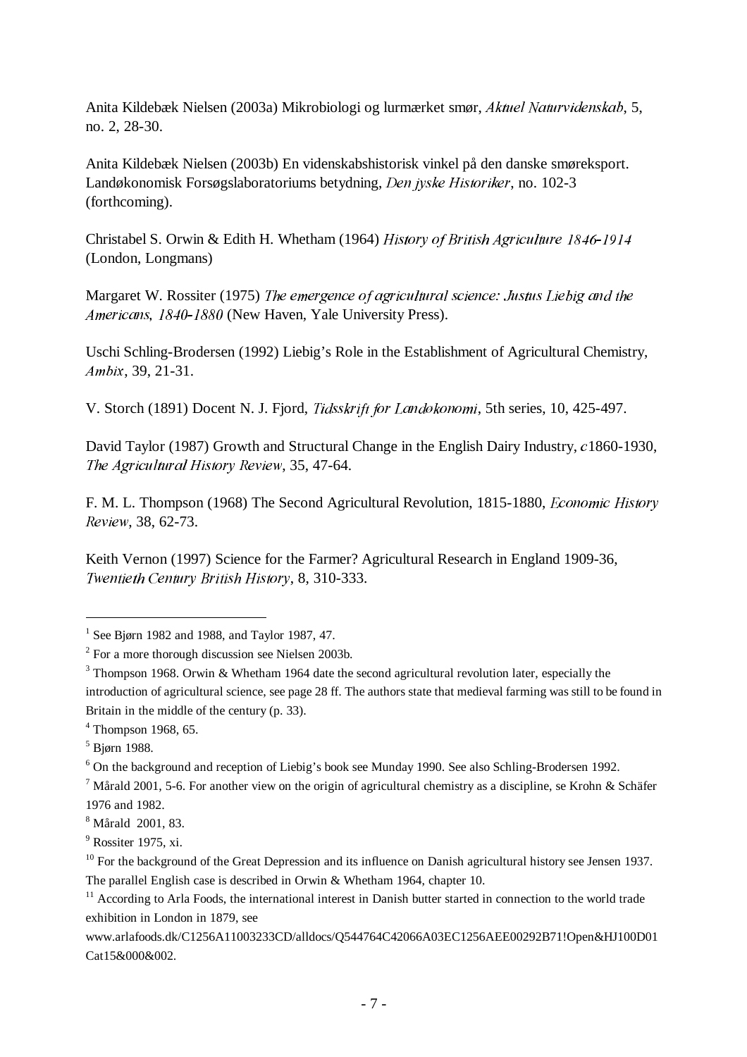Anita Kildebæk Nielsen (2003a) Mikrobiologi og lurmærket smør, *Aktuel Naturvidenskab*, 5, no. 2, 28-30.

Anita Kildebæk Nielsen (2003b) En videnskabshistorisk vinkel på den danske smøreksport. Landøkonomisk Forsøgslaboratoriums betydning, *Den jyske Historiker*, no. 102-3 (forthcoming).

Christabel S. Orwin & Edith H. Whetham (1964) *History of British Agriculture 1846-1914* (London, Longmans)

Margaret W. Rossiter (1975) *The emergence of agricultural science: Justus Liebig and the Americans, 1840-1880* (New Haven, Yale University Press).

Uschi Schling-Brodersen (1992) Liebig's Role in the Establishment of Agricultural Chemistry, *Ambix*, 39, 21-31.

V. Storch (1891) Docent N. J. Fjord, *Tidsskrift for Landøkonomi*, 5th series, 10, 425-497.

David Taylor (1987) Growth and Structural Change in the English Dairy Industry, *c*1860-1930, *The Agricultural History Review*, 35, 47-64.

F. M. L. Thompson (1968) The Second Agricultural Revolution, 1815-1880, *Economic History Review*, 38, 62-73.

Keith Vernon (1997) Science for the Farmer? Agricultural Research in England 1909-36, *Twentieth Century British History*, 8, 310-333.

---

[1] See Bjørn 1982 and 1988, and Taylor 1987, 47.

[2] For a more thorough discussion see Nielsen 2003b.

[3] Thompson 1968. Orwin & Whetham 1964 date the second agricultural revolution later, especially the introduction of agricultural science, see page 28 ff. The authors state that medieval farming was still to be found in Britain in the middle of the century (p. 33).

[4] Thompson 1968, 65.

[5] Bjørn 1988.

[6] On the background and reception of Liebig's book see Munday 1990. See also Schling-Brodersen 1992.

[7] Mårald 2001, 5-6. For another view on the origin of agricultural chemistry as a discipline, se Krohn & Schäfer 1976 and 1982.

[8] Mårald 2001, 83.

[9] Rossiter 1975, xi.

[10] For the background of the Great Depression and its influence on Danish agricultural history see Jensen 1937. The parallel English case is described in Orwin & Whetham 1964, chapter 10.

[11] According to Arla Foods, the international interest in Danish butter started in connection to the world trade exhibition in London in 1879, see www.arlafoods.dk/C1256A11003233CD/alldocs/Q544764C42066A03EC1256AEE00292B71!Open&HJ100D01Cat15&000&002.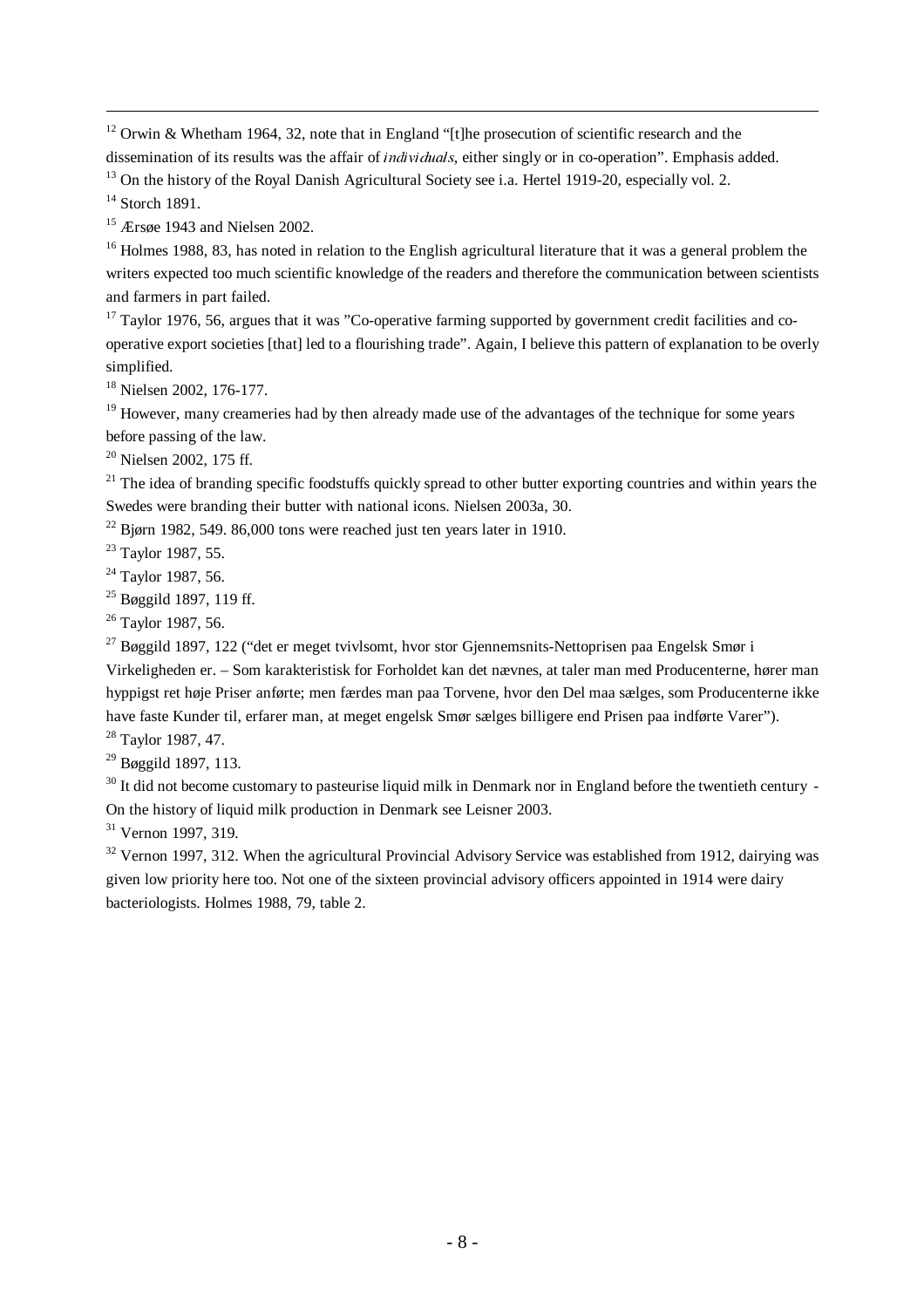[12] Orwin & Whetham 1964, 32, note that in England "[t]he prosecution of scientific research and the dissemination of its results was the affair of *individuals*, either singly or in co-operation". Emphasis added.

[13] On the history of the Royal Danish Agricultural Society see i.a. Hertel 1919-20, especially vol. 2.

[14] Storch 1891.

[15] Ærsøe 1943 and Nielsen 2002.

[16] Holmes 1988, 83, has noted in relation to the English agricultural literature that it was a general problem the writers expected too much scientific knowledge of the readers and therefore the communication between scientists and farmers in part failed.

[17] Taylor 1976, 56, argues that it was "Co-operative farming supported by government credit facilities and co-operative export societies [that] led to a flourishing trade". Again, I believe this pattern of explanation to be overly simplified.

[18] Nielsen 2002, 176-177.

[19] However, many creameries had by then already made use of the advantages of the technique for some years before passing of the law.

[20] Nielsen 2002, 175 ff.

[21] The idea of branding specific foodstuffs quickly spread to other butter exporting countries and within years the Swedes were branding their butter with national icons. Nielsen 2003a, 30.

[22] Bjørn 1982, 549. 86,000 tons were reached just ten years later in 1910.

[23] Taylor 1987, 55.

[24] Taylor 1987, 56.

[25] Bøggild 1897, 119 ff.

[26] Taylor 1987, 56.

[27] Bøggild 1897, 122 ("det er meget tvivlsomt, hvor stor Gjennemsnits-Nettoprisen paa Engelsk Smør i Virkeligheden er. – Som karakteristisk for Forholdet kan det nævnes, at taler man med Producenterne, hører man hyppigst ret høje Priser anførte; men færdes man paa Torvene, hvor den Del maa sælges, som Producenterne ikke have faste Kunder til, erfarer man, at meget engelsk Smør sælges billigere end Prisen paa indførte Varer").

[28] Taylor 1987, 47.

[29] Bøggild 1897, 113.

[30] It did not become customary to pasteurise liquid milk in Denmark nor in England before the twentieth century - On the history of liquid milk production in Denmark see Leisner 2003.

[31] Vernon 1997, 319.

[32] Vernon 1997, 312. When the agricultural Provincial Advisory Service was established from 1912, dairying was given low priority here too. Not one of the sixteen provincial advisory officers appointed in 1914 were dairy bacteriologists. Holmes 1988, 79, table 2.